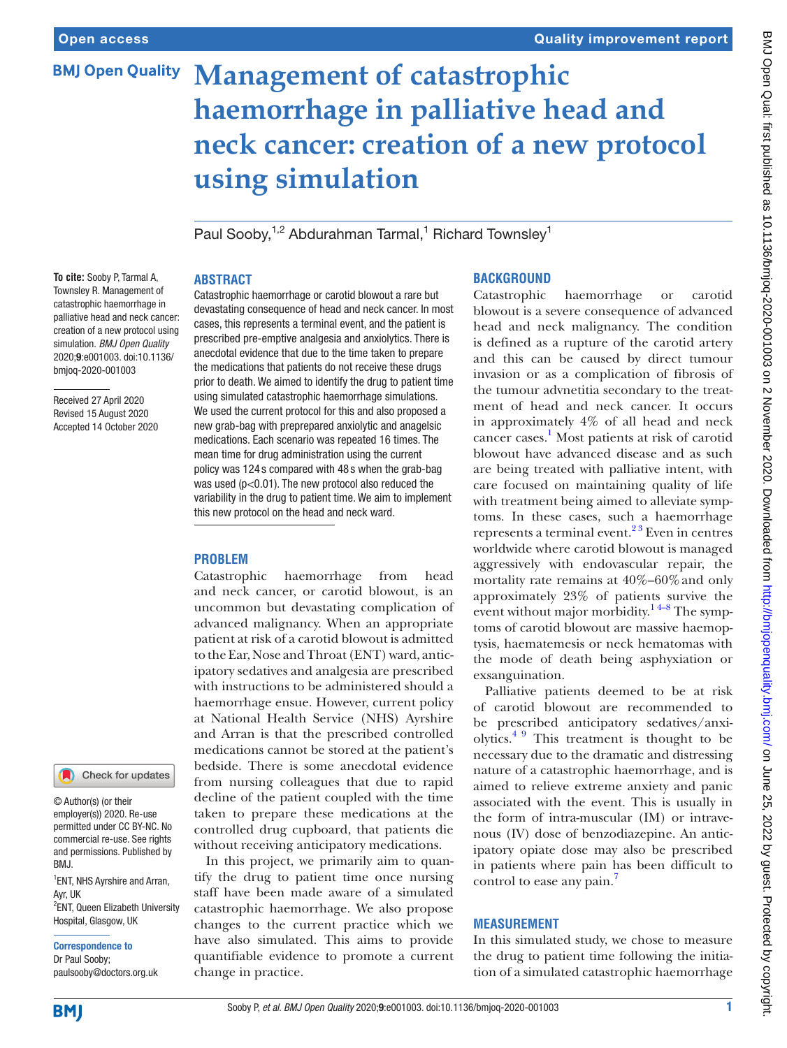Open access

Quality improvement report

# Management of catastrophic haemorrhage in palliative head and neck cancer: creation of a new protocol using simulation

Paul Sooby,[1,2] Abdurahman Tarmal,[1] Richard Townsley[1]

**To cite:** Sooby P, Tarmal A, Townsley R. Management of catastrophic haemorrhage in palliative head and neck cancer: creation of a new protocol using simulation. *BMJ Open Quality* 2020;**9**:e001003. doi:10.1136/bmjoq-2020-001003

Received 27 April 2020
Revised 15 August 2020
Accepted 14 October 2020

© Author(s) (or their employer(s)) 2020. Re-use permitted under CC BY-NC. No commercial re-use. See rights and permissions. Published by BMJ.

[1]ENT, NHS Ayrshire and Arran, Ayr, UK
[2]ENT, Queen Elizabeth University Hospital, Glasgow, UK

**Correspondence to**
Dr Paul Sooby;
paulsooby@doctors.org.uk

## ABSTRACT

Catastrophic haemorrhage or carotid blowout a rare but devastating consequence of head and neck cancer. In most cases, this represents a terminal event, and the patient is prescribed pre-emptive analgesia and anxiolytics. There is anecdotal evidence that due to the time taken to prepare the medications that patients do not receive these drugs prior to death. We aimed to identify the drug to patient time using simulated catastrophic haemorrhage simulations. We used the current protocol for this and also proposed a new grab-bag with preprepared anxiolytic and anagelsic medications. Each scenario was repeated 16 times. The mean time for drug administration using the current policy was 124 s compared with 48 s when the grab-bag was used (p<0.01). The new protocol also reduced the variability in the drug to patient time. We aim to implement this new protocol on the head and neck ward.

## PROBLEM

Catastrophic haemorrhage from head and neck cancer, or carotid blowout, is an uncommon but devastating complication of advanced malignancy. When an appropriate patient at risk of a carotid blowout is admitted to the Ear, Nose and Throat (ENT) ward, anticipatory sedatives and analgesia are prescribed with instructions to be administered should a haemorrhage ensue. However, current policy at National Health Service (NHS) Ayrshire and Arran is that the prescribed controlled medications cannot be stored at the patient's bedside. There is some anecdotal evidence from nursing colleagues that due to rapid decline of the patient coupled with the time taken to prepare these medications at the controlled drug cupboard, that patients die without receiving anticipatory medications.

In this project, we primarily aim to quantify the drug to patient time once nursing staff have been made aware of a simulated catastrophic haemorrhage. We also propose changes to the current practice which we have also simulated. This aims to provide quantifiable evidence to promote a current change in practice.

## BACKGROUND

Catastrophic haemorrhage or carotid blowout is a severe consequence of advanced head and neck malignancy. The condition is defined as a rupture of the carotid artery and this can be caused by direct tumour invasion or as a complication of fibrosis of the tumour advnetitia secondary to the treatment of head and neck cancer. It occurs in approximately 4% of all head and neck cancer cases.[1] Most patients at risk of carotid blowout have advanced disease and as such are being treated with palliative intent, with care focused on maintaining quality of life with treatment being aimed to alleviate symptoms. In these cases, such a haemorrhage represents a terminal event.[2,3] Even in centres worldwide where carotid blowout is managed aggressively with endovascular repair, the mortality rate remains at 40%–60% and only approximately 23% of patients survive the event without major morbidity.[1,4–8] The symptoms of carotid blowout are massive haemoptysis, haematemesis or neck hematomas with the mode of death being asphyxiation or exsanguination.

Palliative patients deemed to be at risk of carotid blowout are recommended to be prescribed anticipatory sedatives/anxiolytics.[4,9] This treatment is thought to be necessary due to the dramatic and distressing nature of a catastrophic haemorrhage, and is aimed to relieve extreme anxiety and panic associated with the event. This is usually in the form of intra-muscular (IM) or intravenous (IV) dose of benzodiazepine. An anticipatory opiate dose may also be prescribed in patients where pain has been difficult to control to ease any pain.[7]

## MEASUREMENT

In this simulated study, we chose to measure the drug to patient time following the initiation of a simulated catastrophic haemorrhage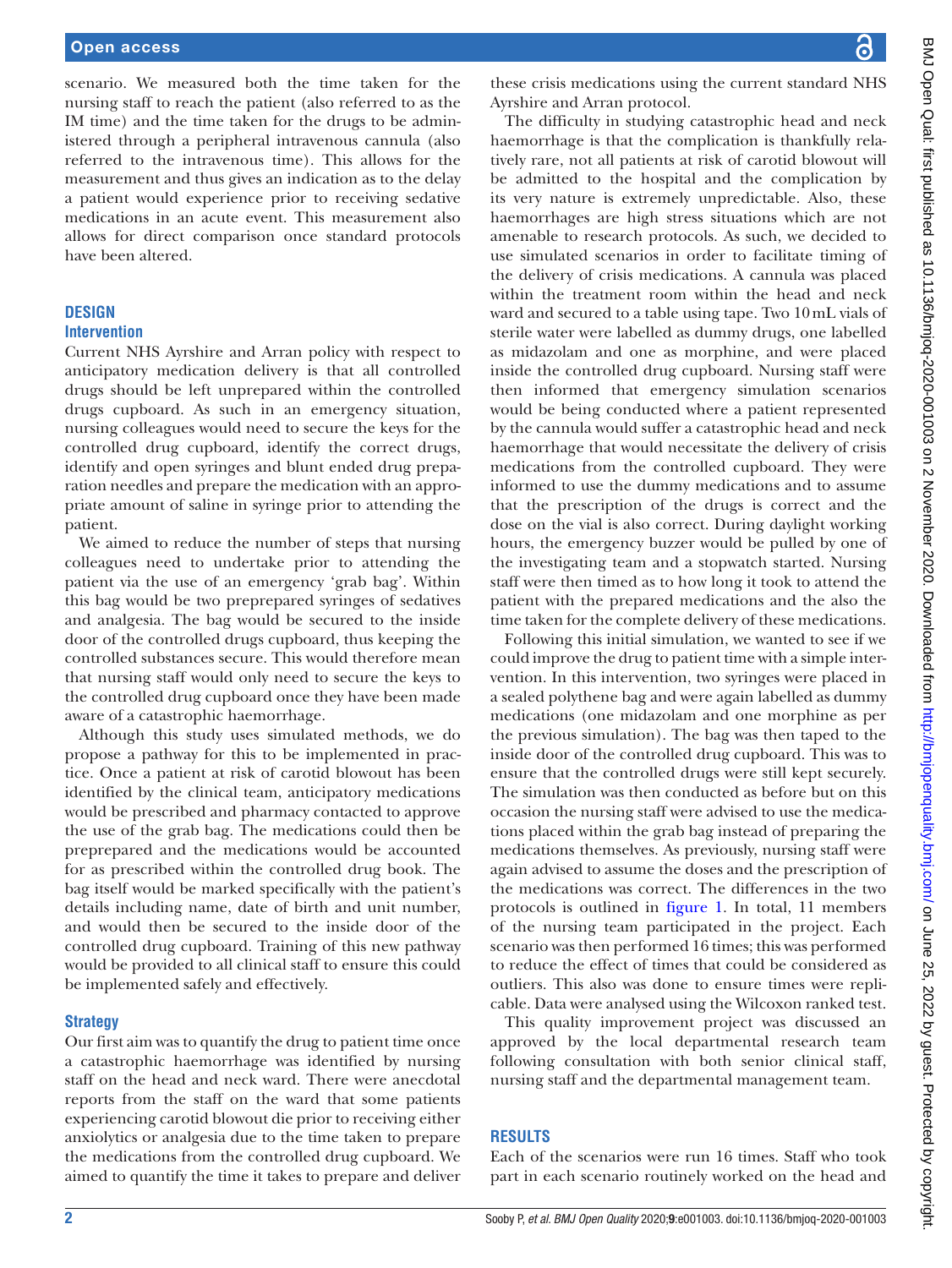scenario. We measured both the time taken for the nursing staff to reach the patient (also referred to as the IM time) and the time taken for the drugs to be administered through a peripheral intravenous cannula (also referred to the intravenous time). This allows for the measurement and thus gives an indication as to the delay a patient would experience prior to receiving sedative medications in an acute event. This measurement also allows for direct comparison once standard protocols have been altered.

## DESIGN

### Intervention

Current NHS Ayrshire and Arran policy with respect to anticipatory medication delivery is that all controlled drugs should be left unprepared within the controlled drugs cupboard. As such in an emergency situation, nursing colleagues would need to secure the keys for the controlled drug cupboard, identify the correct drugs, identify and open syringes and blunt ended drug preparation needles and prepare the medication with an appropriate amount of saline in syringe prior to attending the patient.

We aimed to reduce the number of steps that nursing colleagues need to undertake prior to attending the patient via the use of an emergency 'grab bag'. Within this bag would be two preprepared syringes of sedatives and analgesia. The bag would be secured to the inside door of the controlled drugs cupboard, thus keeping the controlled substances secure. This would therefore mean that nursing staff would only need to secure the keys to the controlled drug cupboard once they have been made aware of a catastrophic haemorrhage.

Although this study uses simulated methods, we do propose a pathway for this to be implemented in practice. Once a patient at risk of carotid blowout has been identified by the clinical team, anticipatory medications would be prescribed and pharmacy contacted to approve the use of the grab bag. The medications could then be preprepared and the medications would be accounted for as prescribed within the controlled drug book. The bag itself would be marked specifically with the patient's details including name, date of birth and unit number, and would then be secured to the inside door of the controlled drug cupboard. Training of this new pathway would be provided to all clinical staff to ensure this could be implemented safely and effectively.

### Strategy

Our first aim was to quantify the drug to patient time once a catastrophic haemorrhage was identified by nursing staff on the head and neck ward. There were anecdotal reports from the staff on the ward that some patients experiencing carotid blowout die prior to receiving either anxiolytics or analgesia due to the time taken to prepare the medications from the controlled drug cupboard. We aimed to quantify the time it takes to prepare and deliver these crisis medications using the current standard NHS Ayrshire and Arran protocol.

The difficulty in studying catastrophic head and neck haemorrhage is that the complication is thankfully relatively rare, not all patients at risk of carotid blowout will be admitted to the hospital and the complication by its very nature is extremely unpredictable. Also, these haemorrhages are high stress situations which are not amenable to research protocols. As such, we decided to use simulated scenarios in order to facilitate timing of the delivery of crisis medications. A cannula was placed within the treatment room within the head and neck ward and secured to a table using tape. Two 10 mL vials of sterile water were labelled as dummy drugs, one labelled as midazolam and one as morphine, and were placed inside the controlled drug cupboard. Nursing staff were then informed that emergency simulation scenarios would be being conducted where a patient represented by the cannula would suffer a catastrophic head and neck haemorrhage that would necessitate the delivery of crisis medications from the controlled cupboard. They were informed to use the dummy medications and to assume that the prescription of the drugs is correct and the dose on the vial is also correct. During daylight working hours, the emergency buzzer would be pulled by one of the investigating team and a stopwatch started. Nursing staff were then timed as to how long it took to attend the patient with the prepared medications and the also the time taken for the complete delivery of these medications.

Following this initial simulation, we wanted to see if we could improve the drug to patient time with a simple intervention. In this intervention, two syringes were placed in a sealed polythene bag and were again labelled as dummy medications (one midazolam and one morphine as per the previous simulation). The bag was then taped to the inside door of the controlled drug cupboard. This was to ensure that the controlled drugs were still kept securely. The simulation was then conducted as before but on this occasion the nursing staff were advised to use the medications placed within the grab bag instead of preparing the medications themselves. As previously, nursing staff were again advised to assume the doses and the prescription of the medications was correct. The differences in the two protocols is outlined in figure 1. In total, 11 members of the nursing team participated in the project. Each scenario was then performed 16 times; this was performed to reduce the effect of times that could be considered as outliers. This also was done to ensure times were replicable. Data were analysed using the Wilcoxon ranked test.

This quality improvement project was discussed an approved by the local departmental research team following consultation with both senior clinical staff, nursing staff and the departmental management team.

## RESULTS

Each of the scenarios were run 16 times. Staff who took part in each scenario routinely worked on the head and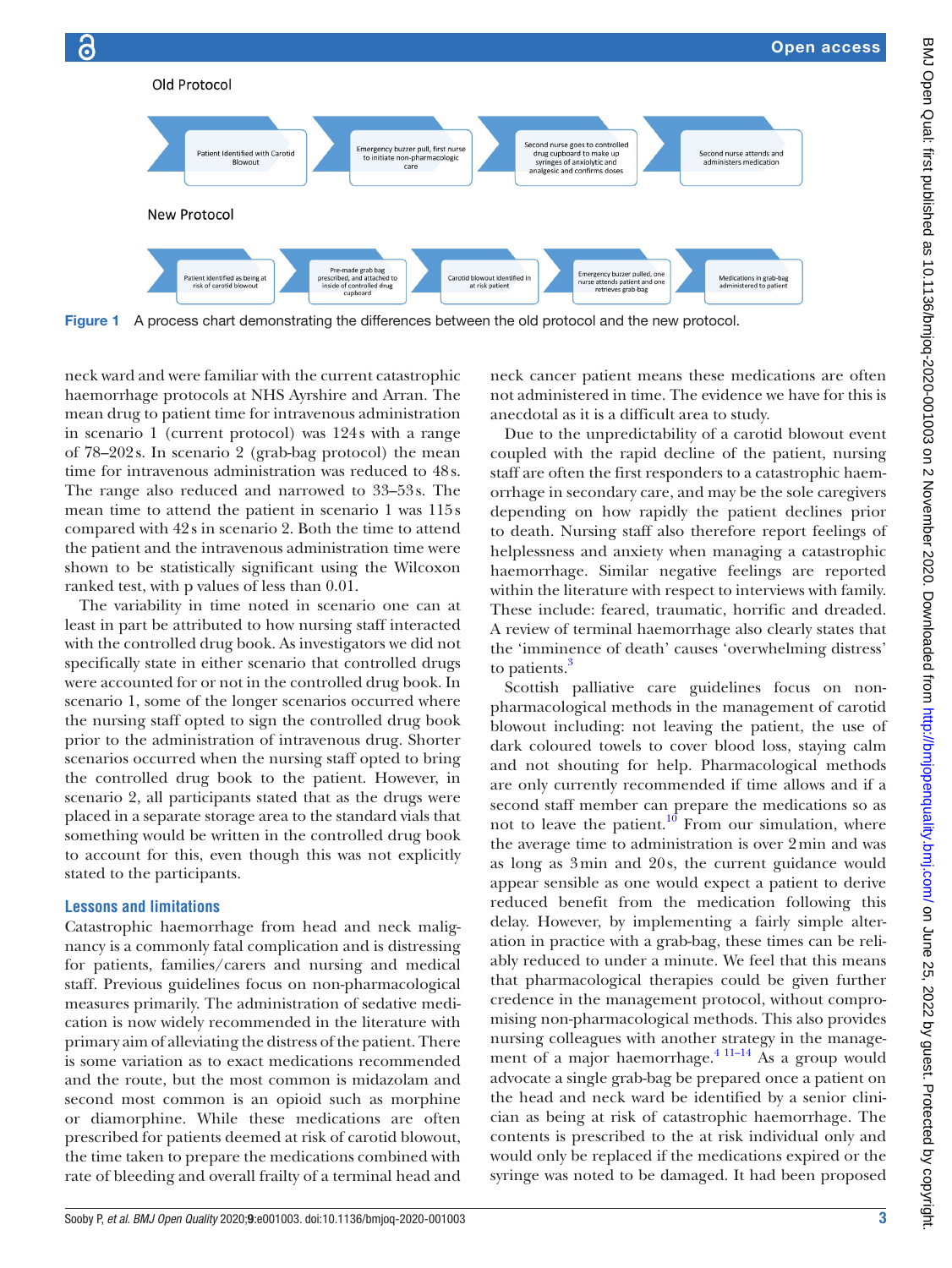Old Protocol

Patient Identified with Carotid Blowout → Emergency buzzer pull, first nurse to initiate non-pharmacologic care → Second nurse goes to controlled drug cupboard to make up syringes of anxiolytic and analgesic and confirms doses → Second nurse attends and administers medication

New Protocol

Patient identified as being at risk of carotid blowout → Pre-made grab bag prescribed, and attached to inside of controlled drug cupboard → Carotid blowout identified in at risk patient → Emergency buzzer pulled, one nurse attends patient and one retrieves grab-bag → Medications in grab-bag administered to patient

**Figure 1** A process chart demonstrating the differences between the old protocol and the new protocol.

neck ward and were familiar with the current catastrophic haemorrhage protocols at NHS Ayrshire and Arran. The mean drug to patient time for intravenous administration in scenario 1 (current protocol) was 124s with a range of 78–202s. In scenario 2 (grab-bag protocol) the mean time for intravenous administration was reduced to 48s. The range also reduced and narrowed to 33–53s. The mean time to attend the patient in scenario 1 was 115s compared with 42s in scenario 2. Both the time to attend the patient and the intravenous administration time were shown to be statistically significant using the Wilcoxon ranked test, with p values of less than 0.01.

The variability in time noted in scenario one can at least in part be attributed to how nursing staff interacted with the controlled drug book. As investigators we did not specifically state in either scenario that controlled drugs were accounted for or not in the controlled drug book. In scenario 1, some of the longer scenarios occurred where the nursing staff opted to sign the controlled drug book prior to the administration of intravenous drug. Shorter scenarios occurred when the nursing staff opted to bring the controlled drug book to the patient. However, in scenario 2, all participants stated that as the drugs were placed in a separate storage area to the standard vials that something would be written in the controlled drug book to account for this, even though this was not explicitly stated to the participants.

## Lessons and limitations

Catastrophic haemorrhage from head and neck malignancy is a commonly fatal complication and is distressing for patients, families/carers and nursing and medical staff. Previous guidelines focus on non-pharmacological measures primarily. The administration of sedative medication is now widely recommended in the literature with primary aim of alleviating the distress of the patient. There is some variation as to exact medications recommended and the route, but the most common is midazolam and second most common is an opioid such as morphine or diamorphine. While these medications are often prescribed for patients deemed at risk of carotid blowout, the time taken to prepare the medications combined with rate of bleeding and overall frailty of a terminal head and neck cancer patient means these medications are often not administered in time. The evidence we have for this is anecdotal as it is a difficult area to study.

Due to the unpredictability of a carotid blowout event coupled with the rapid decline of the patient, nursing staff are often the first responders to a catastrophic haemorrhage in secondary care, and may be the sole caregivers depending on how rapidly the patient declines prior to death. Nursing staff also therefore report feelings of helplessness and anxiety when managing a catastrophic haemorrhage. Similar negative feelings are reported within the literature with respect to interviews with family. These include: feared, traumatic, horrific and dreaded. A review of terminal haemorrhage also clearly states that the 'imminence of death' causes 'overwhelming distress' to patients.[3]

Scottish palliative care guidelines focus on non-pharmacological methods in the management of carotid blowout including: not leaving the patient, the use of dark coloured towels to cover blood loss, staying calm and not shouting for help. Pharmacological methods are only currently recommended if time allows and if a second staff member can prepare the medications so as not to leave the patient.[10] From our simulation, where the average time to administration is over 2min and was as long as 3min and 20s, the current guidance would appear sensible as one would expect a patient to derive reduced benefit from the medication following this delay. However, by implementing a fairly simple alteration in practice with a grab-bag, these times can be reliably reduced to under a minute. We feel that this means that pharmacological therapies could be given further credence in the management protocol, without compromising non-pharmacological methods. This also provides nursing colleagues with another strategy in the management of a major haemorrhage.[4 11–14] As a group would advocate a single grab-bag be prepared once a patient on the head and neck ward be identified by a senior clinician as being at risk of catastrophic haemorrhage. The contents is prescribed to the at risk individual only and would only be replaced if the medications expired or the syringe was noted to be damaged. It had been proposed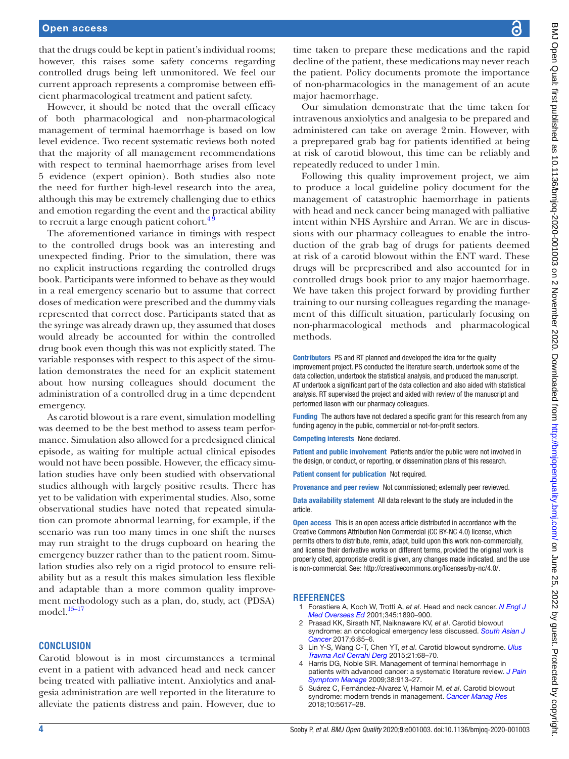that the drugs could be kept in patient's individual rooms; however, this raises some safety concerns regarding controlled drugs being left unmonitored. We feel our current approach represents a compromise between efficient pharmacological treatment and patient safety.

However, it should be noted that the overall efficacy of both pharmacological and non-pharmacological management of terminal haemorrhage is based on low level evidence. Two recent systematic reviews both noted that the majority of all management recommendations with respect to terminal haemorrhage arises from level 5 evidence (expert opinion). Both studies also note the need for further high-level research into the area, although this may be extremely challenging due to ethics and emotion regarding the event and the practical ability to recruit a large enough patient cohort.[4 9]

The aforementioned variance in timings with respect to the controlled drugs book was an interesting and unexpected finding. Prior to the simulation, there was no explicit instructions regarding the controlled drugs book. Participants were informed to behave as they would in a real emergency scenario but to assume that correct doses of medication were prescribed and the dummy vials represented that correct dose. Participants stated that as the syringe was already drawn up, they assumed that doses would already be accounted for within the controlled drug book even though this was not explicitly stated. The variable responses with respect to this aspect of the simulation demonstrates the need for an explicit statement about how nursing colleagues should document the administration of a controlled drug in a time dependent emergency.

As carotid blowout is a rare event, simulation modelling was deemed to be the best method to assess team performance. Simulation also allowed for a predesigned clinical episode, as waiting for multiple actual clinical episodes would not have been possible. However, the efficacy simulation studies have only been studied with observational studies although with largely positive results. There has yet to be validation with experimental studies. Also, some observational studies have noted that repeated simulation can promote abnormal learning, for example, if the scenario was run too many times in one shift the nurses may run straight to the drugs cupboard on hearing the emergency buzzer rather than to the patient room. Simulation studies also rely on a rigid protocol to ensure reliability but as a result this makes simulation less flexible and adaptable than a more common quality improvement methodology such as a plan, do, study, act (PDSA) model.[15–17]

## CONCLUSION

Carotid blowout is in most circumstances a terminal event in a patient with advanced head and neck cancer being treated with palliative intent. Anxiolytics and analgesia administration are well reported in the literature to alleviate the patients distress and pain. However, due to time taken to prepare these medications and the rapid decline of the patient, these medications may never reach the patient. Policy documents promote the importance of non-pharmacologics in the management of an acute major haemorrhage.

Our simulation demonstrate that the time taken for intravenous anxiolytics and analgesia to be prepared and administered can take on average 2 min. However, with a preprepared grab bag for patients identified at being at risk of carotid blowout, this time can be reliably and repeatedly reduced to under 1 min.

Following this quality improvement project, we aim to produce a local guideline policy document for the management of catastrophic haemorrhage in patients with head and neck cancer being managed with palliative intent within NHS Ayrshire and Arran. We are in discussions with our pharmacy colleagues to enable the introduction of the grab bag of drugs for patients deemed at risk of a carotid blowout within the ENT ward. These drugs will be preprescribed and also accounted for in controlled drugs book prior to any major haemorrhage. We have taken this project forward by providing further training to our nursing colleagues regarding the management of this difficult situation, particularly focusing on non-pharmacological methods and pharmacological methods.

**Contributors** PS and RT planned and developed the idea for the quality improvement project. PS conducted the literature search, undertook some of the data collection, undertook the statistical analysis, and produced the manuscript. AT undertook a significant part of the data collection and also aided with statistical analysis. RT supervised the project and aided with review of the manuscript and performed liason with our pharmacy colleagues.

**Funding** The authors have not declared a specific grant for this research from any funding agency in the public, commercial or not-for-profit sectors.

**Competing interests** None declared.

**Patient and public involvement** Patients and/or the public were not involved in the design, or conduct, or reporting, or dissemination plans of this research.

**Patient consent for publication** Not required.

**Provenance and peer review** Not commissioned; externally peer reviewed.

**Data availability statement** All data relevant to the study are included in the article.

**Open access** This is an open access article distributed in accordance with the Creative Commons Attribution Non Commercial (CC BY-NC 4.0) license, which permits others to distribute, remix, adapt, build upon this work non-commercially, and license their derivative works on different terms, provided the original work is properly cited, appropriate credit is given, any changes made indicated, and the use is non-commercial. See: http://creativecommons.org/licenses/by-nc/4.0/.

## REFERENCES

1. Forastiere A, Koch W, Trotti A, *et al*. Head and neck cancer. *N Engl J Med Overseas Ed* 2001;345:1890–900.
2. Prasad KK, Sirsath NT, Naiknaware KV, *et al*. Carotid blowout syndrome: an oncological emergency less discussed. *South Asian J Cancer* 2017;6:85–6.
3. Lin Y-S, Wang C-T, Chen YT, *et al*. Carotid blowout syndrome. *Ulus Travma Acil Cerrahi Derg* 2015;21:68–70.
4. Harris DG, Noble SIR. Management of terminal hemorrhage in patients with advanced cancer: a systematic literature review. *J Pain Symptom Manage* 2009;38:913–27.
5. Suárez C, Fernández-Alvarez V, Hamoir M, *et al*. Carotid blowout syndrome: modern trends in management. *Cancer Manag Res* 2018;10:5617–28.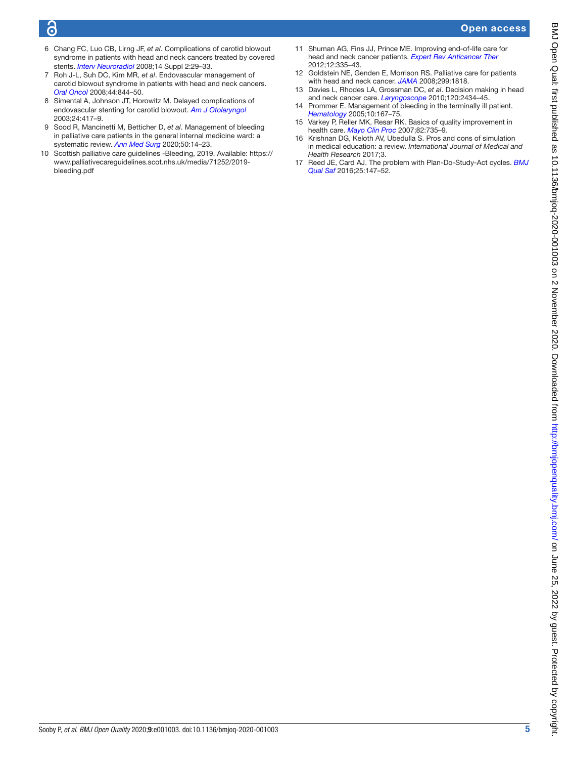6. Chang FC, Luo CB, Lirng JF, *et al*. Complications of carotid blowout syndrome in patients with head and neck cancers treated by covered stents. *Interv Neuroradiol* 2008;14 Suppl 2:29–33.
7. Roh J-L, Suh DC, Kim MR, *et al*. Endovascular management of carotid blowout syndrome in patients with head and neck cancers. *Oral Oncol* 2008;44:844–50.
8. Simental A, Johnson JT, Horowitz M. Delayed complications of endovascular stenting for carotid blowout. *Am J Otolaryngol* 2003;24:417–9.
9. Sood R, Mancinetti M, Betticher D, *et al*. Management of bleeding in palliative care patients in the general internal medicine ward: a systematic review. *Ann Med Surg* 2020;50:14–23.
10. Scottish palliative care guidelines -Bleeding, 2019. Available: https://www.palliativecareguidelines.scot.nhs.uk/media/71252/2019-bleeding.pdf
11. Shuman AG, Fins JJ, Prince ME. Improving end-of-life care for head and neck cancer patients. *Expert Rev Anticancer Ther* 2012;12:335–43.
12. Goldstein NE, Genden E, Morrison RS. Palliative care for patients with head and neck cancer. *JAMA* 2008;299:1818.
13. Davies L, Rhodes LA, Grossman DC, *et al*. Decision making in head and neck cancer care. *Laryngoscope* 2010;120:2434–45.
14. Prommer E. Management of bleeding in the terminally ill patient. *Hematology* 2005;10:167–75.
15. Varkey P, Reller MK, Resar RK. Basics of quality improvement in health care. *Mayo Clin Proc* 2007;82:735–9.
16. Krishnan DG, Keloth AV, Ubedulla S. Pros and cons of simulation in medical education: a review. *International Journal of Medical and Health Research* 2017;3.
17. Reed JE, Card AJ. The problem with Plan-Do-Study-Act cycles. *BMJ Qual Saf* 2016;25:147–52.